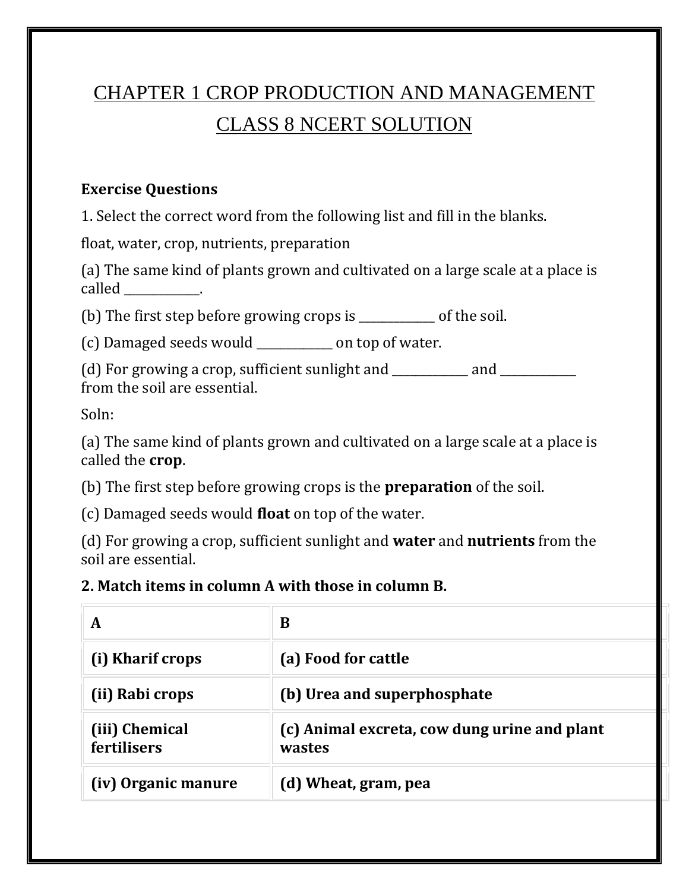# CHAPTER 1 CROP PRODUCTION AND MANAGEMENT CLASS 8 NCERT SOLUTION

**Exercise Questions**

1. Select the correct word from the following list and fill in the blanks.

float, water, crop, nutrients, preparation

(a) The same kind of plants grown and cultivated on a large scale at a place is called ___________.

(b) The first step before growing crops is ___________ of the soil.

(c) Damaged seeds would ___________ on top of water.

(d) For growing a crop, sufficient sunlight and ___________ and ___________ from the soil are essential.

Soln:

(a) The same kind of plants grown and cultivated on a large scale at a place is called the **crop**.

(b) The first step before growing crops is the **preparation** of the soil.

(c) Damaged seeds would **float** on top of the water.

(d) For growing a crop, sufficient sunlight and **water** and **nutrients** from the soil are essential.

**2. Match items in column A with those in column B.**

| A | B |
| --- | --- |
| **(i) Kharif crops** | **(a) Food for cattle** |
| **(ii) Rabi crops** | **(b) Urea and superphosphate** |
| **(iii) Chemical fertilisers** | **(c) Animal excreta, cow dung urine and plant wastes** |
| **(iv) Organic manure** | **(d) Wheat, gram, pea** |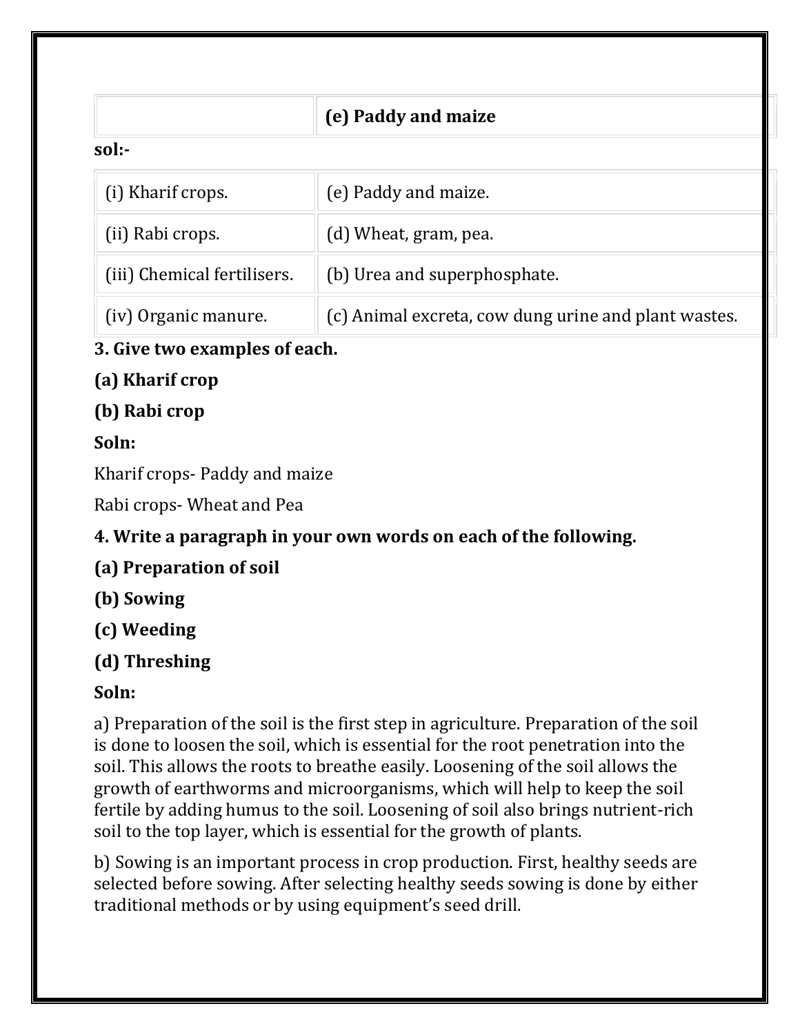| | (e) Paddy and maize |
|---|---|

**sol:-**

| (i) Kharif crops. | (e) Paddy and maize. |
|---|---|
| (ii) Rabi crops. | (d) Wheat, gram, pea. |
| (iii) Chemical fertilisers. | (b) Urea and superphosphate. |
| (iv) Organic manure. | (c) Animal excreta, cow dung urine and plant wastes. |

**3. Give two examples of each.**

**(a) Kharif crop**

**(b) Rabi crop**

**Soln:**

Kharif crops- Paddy and maize

Rabi crops- Wheat and Pea

**4. Write a paragraph in your own words on each of the following.**

**(a) Preparation of soil**

**(b) Sowing**

**(c) Weeding**

**(d) Threshing**

**Soln:**

a) Preparation of the soil is the first step in agriculture. Preparation of the soil is done to loosen the soil, which is essential for the root penetration into the soil. This allows the roots to breathe easily. Loosening of the soil allows the growth of earthworms and microorganisms, which will help to keep the soil fertile by adding humus to the soil. Loosening of soil also brings nutrient-rich soil to the top layer, which is essential for the growth of plants.

b) Sowing is an important process in crop production. First, healthy seeds are selected before sowing. After selecting healthy seeds sowing is done by either traditional methods or by using equipment's seed drill.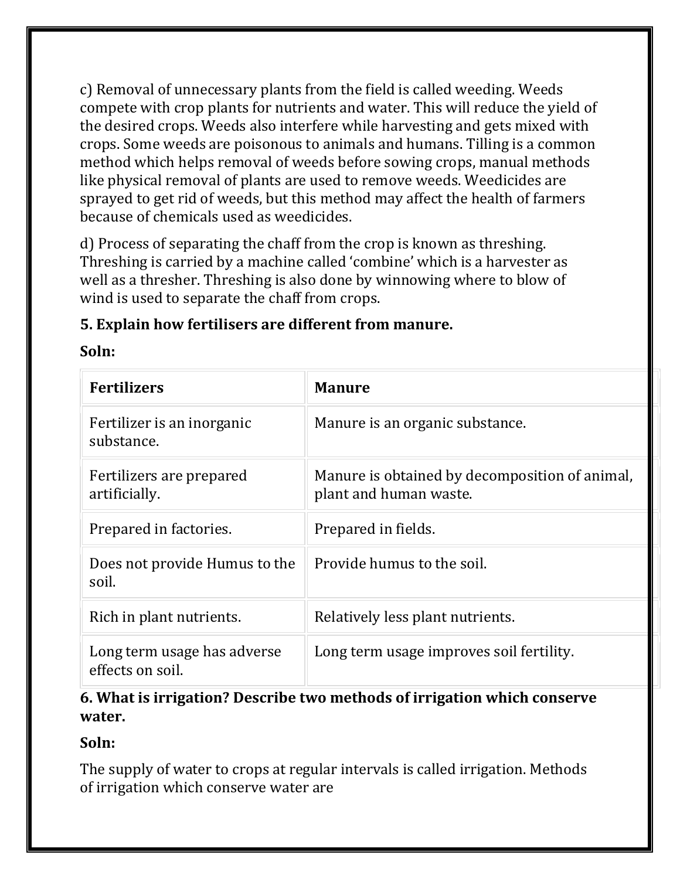c) Removal of unnecessary plants from the field is called weeding. Weeds compete with crop plants for nutrients and water. This will reduce the yield of the desired crops. Weeds also interfere while harvesting and gets mixed with crops. Some weeds are poisonous to animals and humans. Tilling is a common method which helps removal of weeds before sowing crops, manual methods like physical removal of plants are used to remove weeds. Weedicides are sprayed to get rid of weeds, but this method may affect the health of farmers because of chemicals used as weedicides.

d) Process of separating the chaff from the crop is known as threshing. Threshing is carried by a machine called 'combine' which is a harvester as well as a thresher. Threshing is also done by winnowing where to blow of wind is used to separate the chaff from crops.

**5. Explain how fertilisers are different from manure.**

**Soln:**

| **Fertilizers** | **Manure** |
| --- | --- |
| Fertilizer is an inorganic substance. | Manure is an organic substance. |
| Fertilizers are prepared artificially. | Manure is obtained by decomposition of animal, plant and human waste. |
| Prepared in factories. | Prepared in fields. |
| Does not provide Humus to the soil. | Provide humus to the soil. |
| Rich in plant nutrients. | Relatively less plant nutrients. |
| Long term usage has adverse effects on soil. | Long term usage improves soil fertility. |

**6. What is irrigation? Describe two methods of irrigation which conserve water.**

**Soln:**

The supply of water to crops at regular intervals is called irrigation. Methods of irrigation which conserve water are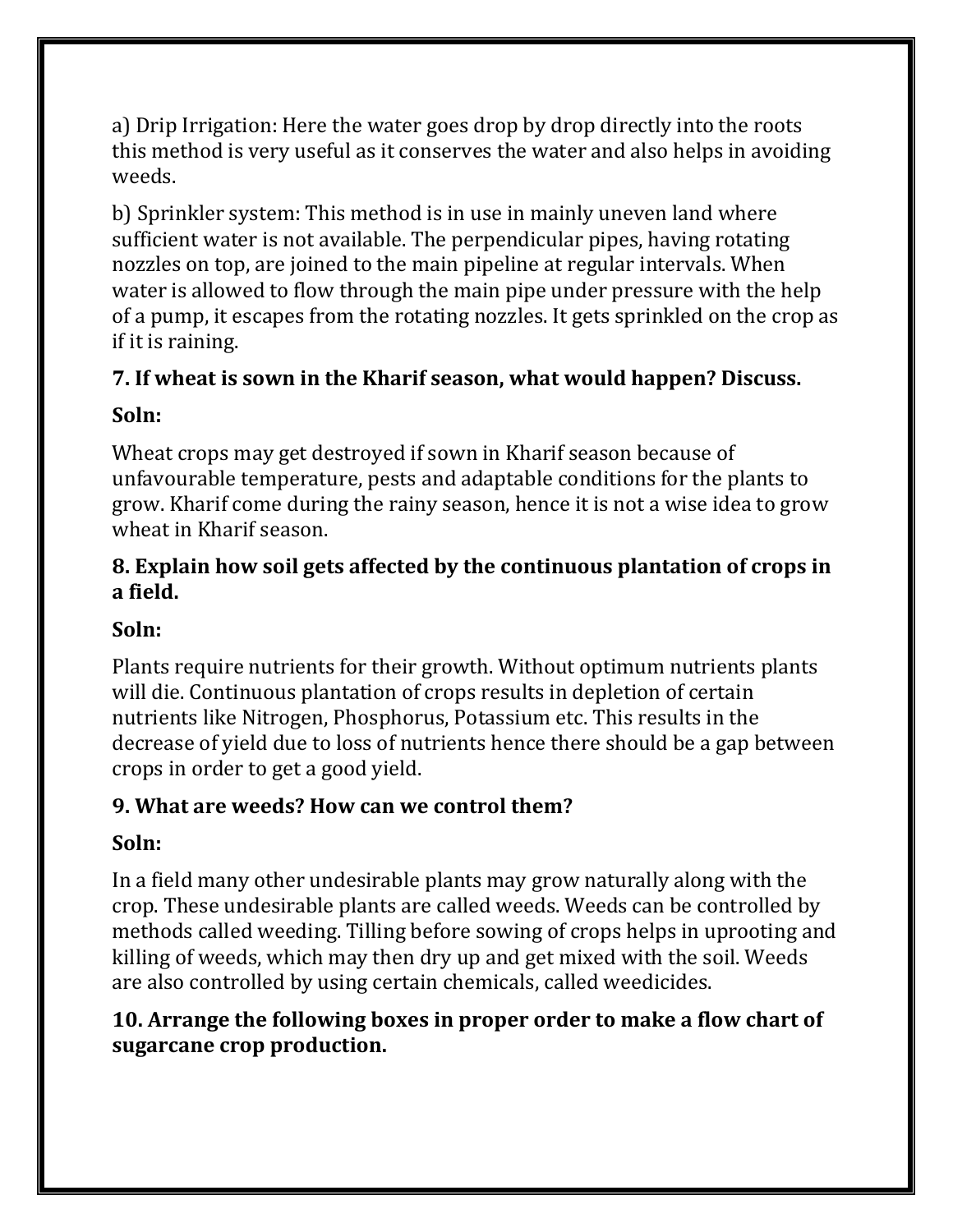a) Drip Irrigation: Here the water goes drop by drop directly into the roots this method is very useful as it conserves the water and also helps in avoiding weeds.

b) Sprinkler system: This method is in use in mainly uneven land where sufficient water is not available. The perpendicular pipes, having rotating nozzles on top, are joined to the main pipeline at regular intervals. When water is allowed to flow through the main pipe under pressure with the help of a pump, it escapes from the rotating nozzles. It gets sprinkled on the crop as if it is raining.

**7. If wheat is sown in the Kharif season, what would happen? Discuss.**

**Soln:**

Wheat crops may get destroyed if sown in Kharif season because of unfavourable temperature, pests and adaptable conditions for the plants to grow. Kharif come during the rainy season, hence it is not a wise idea to grow wheat in Kharif season.

**8. Explain how soil gets affected by the continuous plantation of crops in a field.**

**Soln:**

Plants require nutrients for their growth. Without optimum nutrients plants will die. Continuous plantation of crops results in depletion of certain nutrients like Nitrogen, Phosphorus, Potassium etc. This results in the decrease of yield due to loss of nutrients hence there should be a gap between crops in order to get a good yield.

**9. What are weeds? How can we control them?**

**Soln:**

In a field many other undesirable plants may grow naturally along with the crop. These undesirable plants are called weeds. Weeds can be controlled by methods called weeding. Tilling before sowing of crops helps in uprooting and killing of weeds, which may then dry up and get mixed with the soil. Weeds are also controlled by using certain chemicals, called weedicides.

**10. Arrange the following boxes in proper order to make a flow chart of sugarcane crop production.**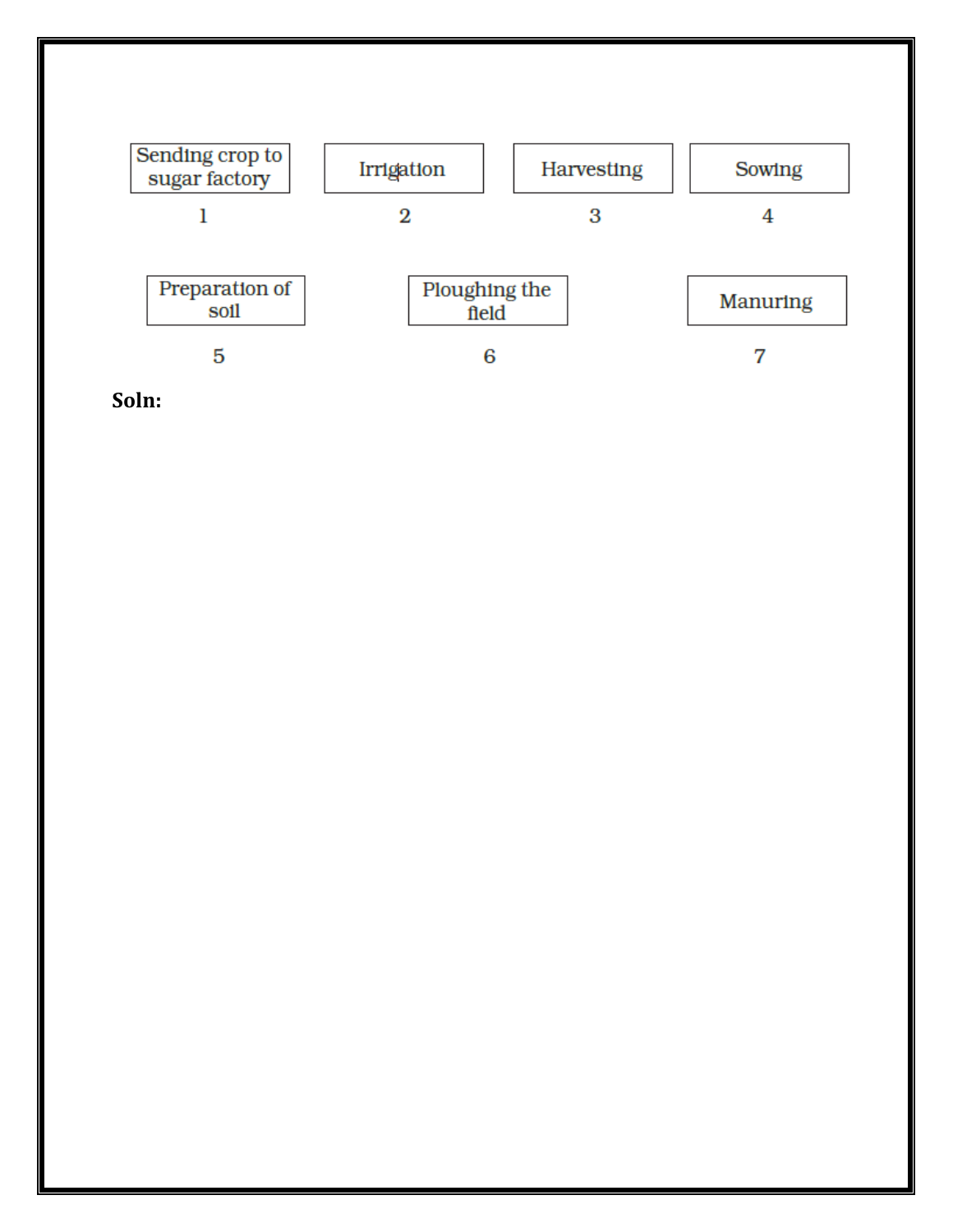| Sending crop to sugar factory | Irrigation | Harvesting | Sowing |
| --- | --- | --- | --- |
| 1 | 2 | 3 | 4 |

| Preparation of soil | Ploughing the field | Manuring |
| --- | --- | --- |
| 5 | 6 | 7 |

**Soln:**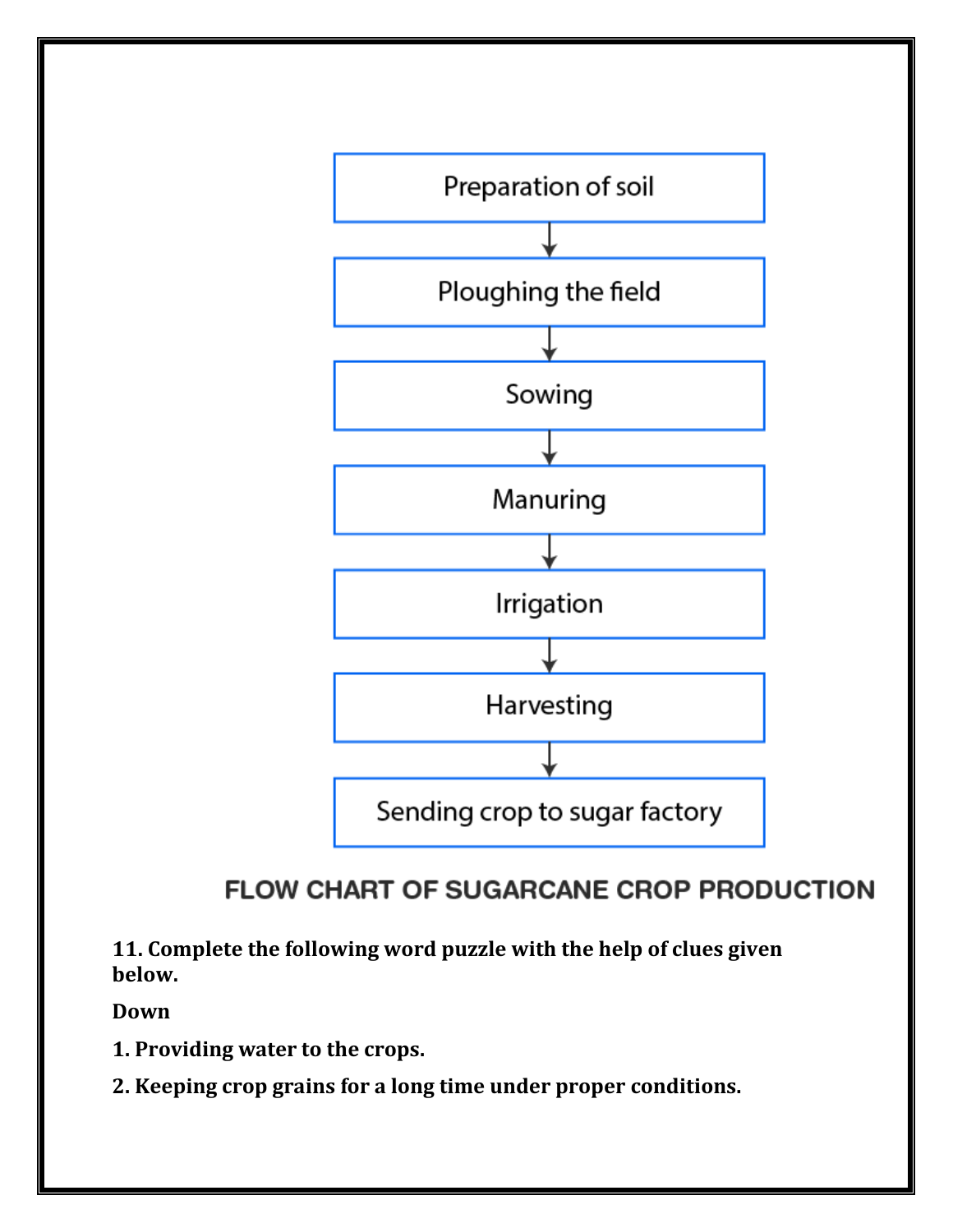Preparation of soil

↓

Ploughing the field

↓

Sowing

↓

Manuring

↓

Irrigation

↓

Harvesting

↓

Sending crop to sugar factory

**FLOW CHART OF SUGARCANE CROP PRODUCTION**

**11. Complete the following word puzzle with the help of clues given below.**

**Down**

**1. Providing water to the crops.**

**2. Keeping crop grains for a long time under proper conditions.**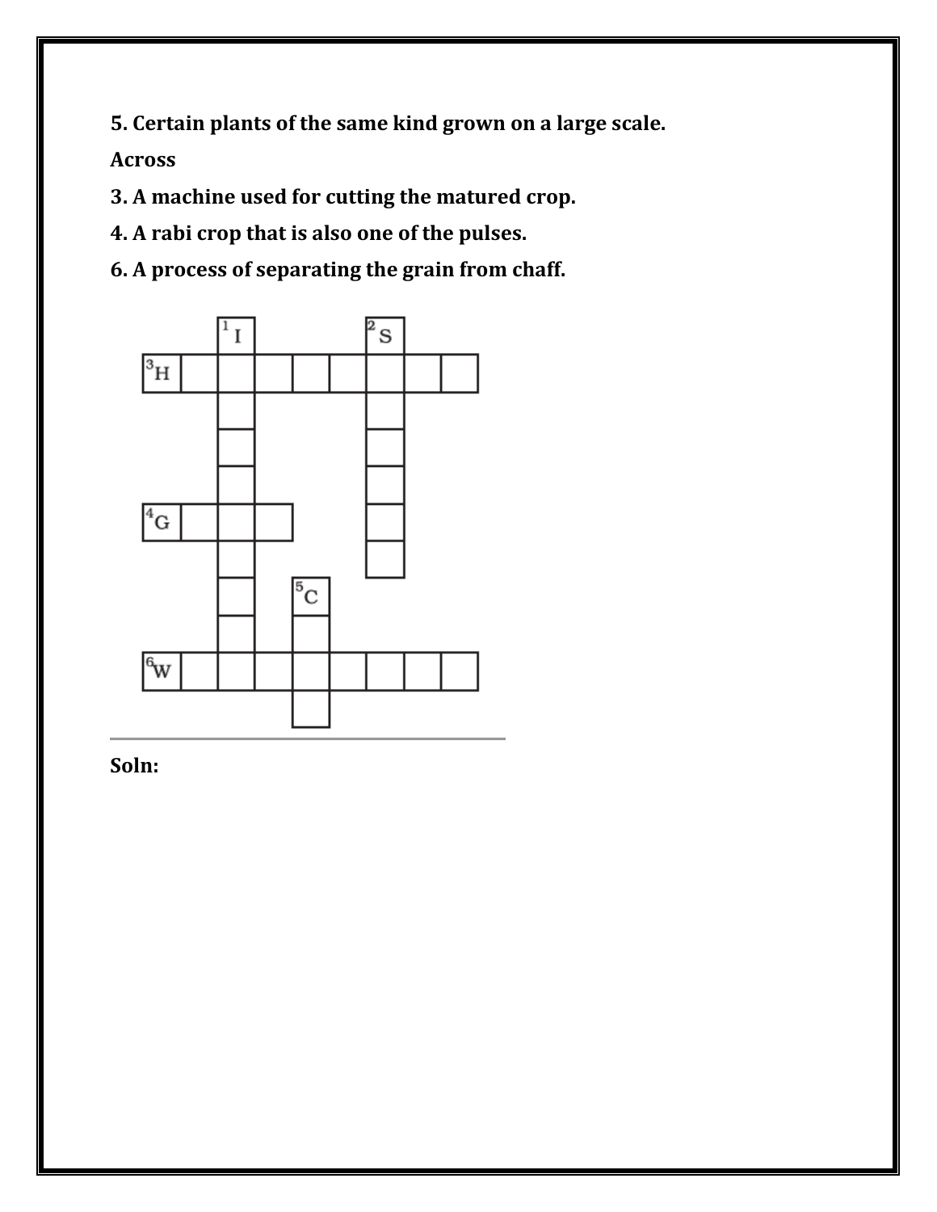**5. Certain plants of the same kind grown on a large scale.**

**Across**

**3. A machine used for cutting the matured crop.**

**4. A rabi crop that is also one of the pulses.**

**6. A process of separating the grain from chaff.**

**Soln:**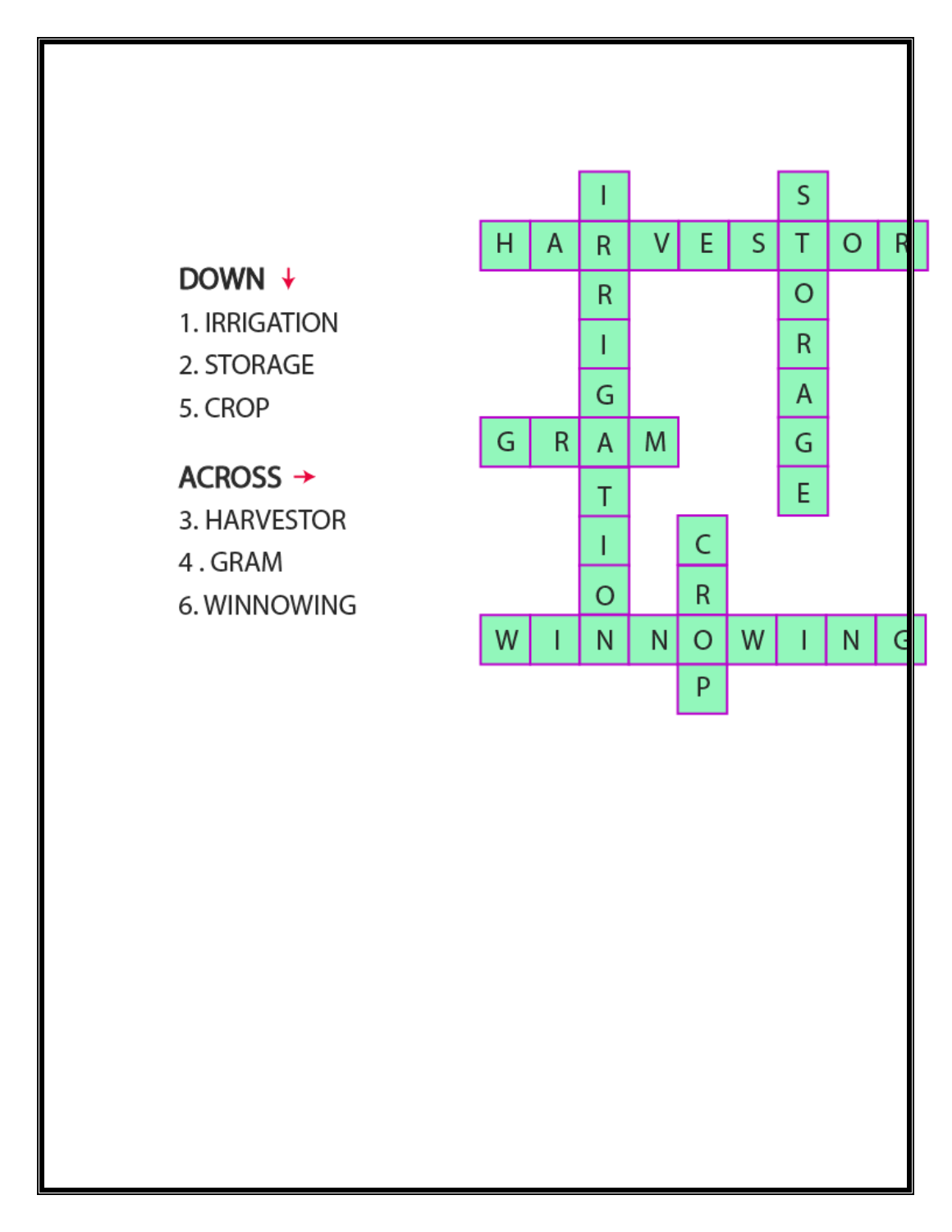**DOWN ↓**

1. IRRIGATION
2. STORAGE
5. CROP

**ACROSS →**

3. HARVESTOR
4 . GRAM
6. WINNOWING